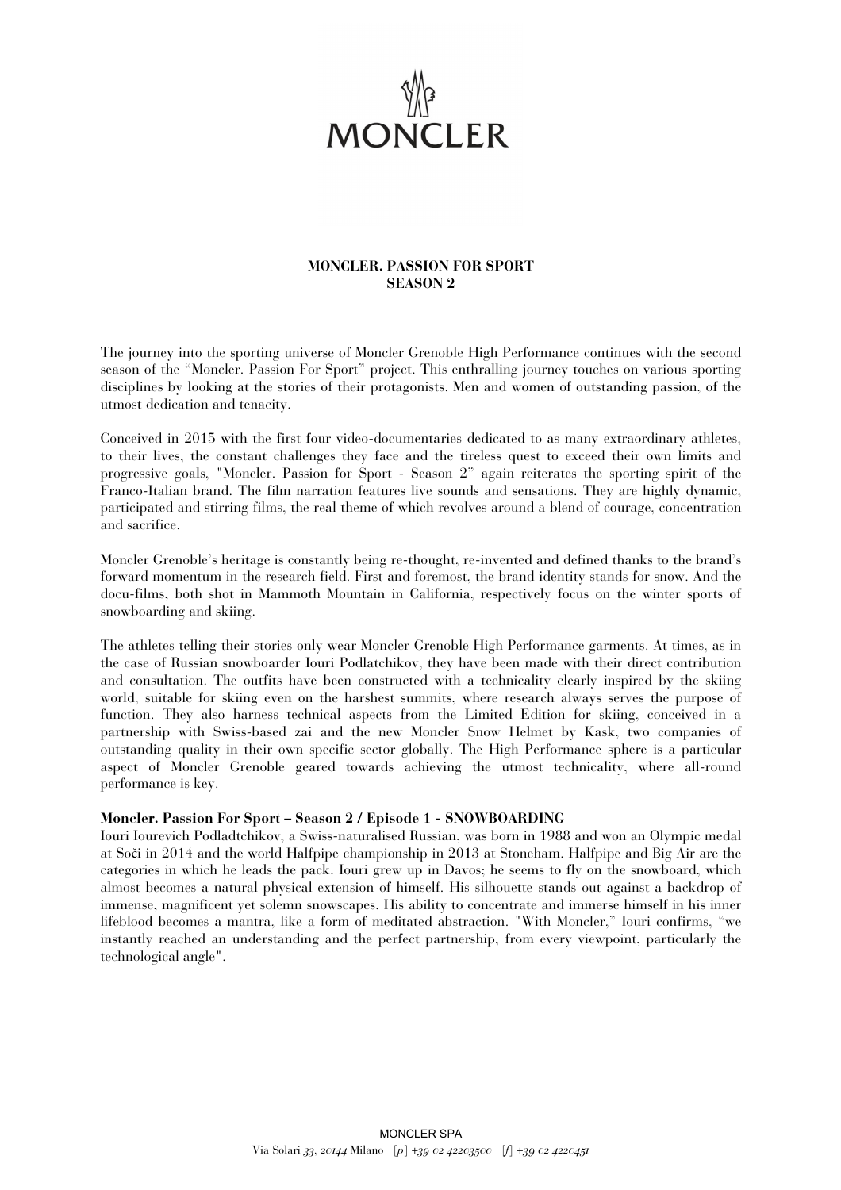MONCLER

**MONCLER. PASSION FOR SPORT**
**SEASON 2**

The journey into the sporting universe of Moncler Grenoble High Performance continues with the second season of the "Moncler. Passion For Sport" project. This enthralling journey touches on various sporting disciplines by looking at the stories of their protagonists. Men and women of outstanding passion, of the utmost dedication and tenacity.

Conceived in 2015 with the first four video-documentaries dedicated to as many extraordinary athletes, to their lives, the constant challenges they face and the tireless quest to exceed their own limits and progressive goals, "Moncler. Passion for Sport - Season 2" again reiterates the sporting spirit of the Franco-Italian brand. The film narration features live sounds and sensations. They are highly dynamic, participated and stirring films, the real theme of which revolves around a blend of courage, concentration and sacrifice.

Moncler Grenoble's heritage is constantly being re-thought, re-invented and defined thanks to the brand's forward momentum in the research field. First and foremost, the brand identity stands for snow. And the docu-films, both shot in Mammoth Mountain in California, respectively focus on the winter sports of snowboarding and skiing.

The athletes telling their stories only wear Moncler Grenoble High Performance garments. At times, as in the case of Russian snowboarder Iouri Podlatchikov, they have been made with their direct contribution and consultation. The outfits have been constructed with a technicality clearly inspired by the skiing world, suitable for skiing even on the harshest summits, where research always serves the purpose of function. They also harness technical aspects from the Limited Edition for skiing, conceived in a partnership with Swiss-based zai and the new Moncler Snow Helmet by Kask, two companies of outstanding quality in their own specific sector globally. The High Performance sphere is a particular aspect of Moncler Grenoble geared towards achieving the utmost technicality, where all-round performance is key.

**Moncler. Passion For Sport – Season 2 / Episode 1 - SNOWBOARDING**
Iouri Iourevich Podladtchikov, a Swiss-naturalised Russian, was born in 1988 and won an Olympic medal at Soči in 2014 and the world Halfpipe championship in 2013 at Stoneham. Halfpipe and Big Air are the categories in which he leads the pack. Iouri grew up in Davos; he seems to fly on the snowboard, which almost becomes a natural physical extension of himself. His silhouette stands out against a backdrop of immense, magnificent yet solemn snowscapes. His ability to concentrate and immerse himself in his inner lifeblood becomes a mantra, like a form of meditated abstraction. "With Moncler," Iouri confirms, "we instantly reached an understanding and the perfect partnership, from every viewpoint, particularly the technological angle".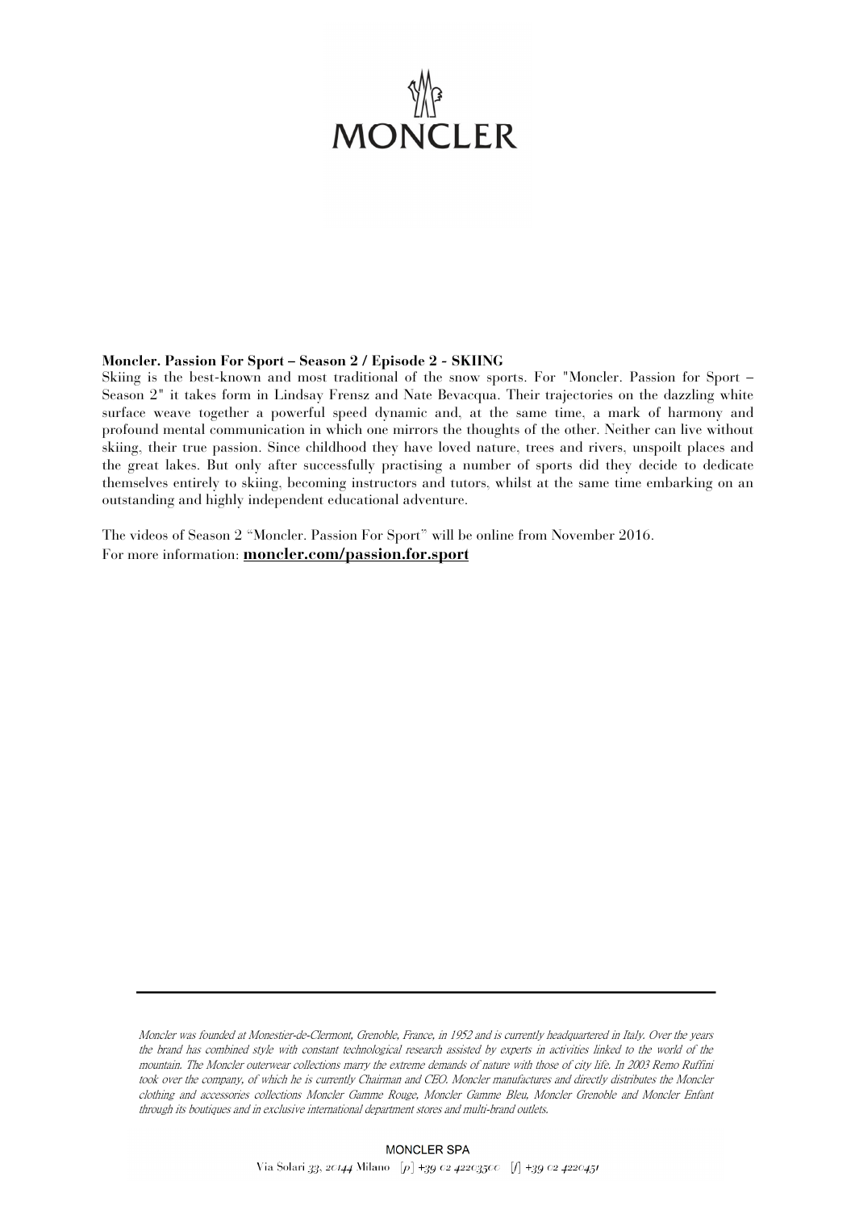**Moncler. Passion For Sport – Season 2 / Episode 2 - SKIING**

Skiing is the best-known and most traditional of the snow sports. For "Moncler. Passion for Sport – Season 2" it takes form in Lindsay Frensz and Nate Bevacqua. Their trajectories on the dazzling white surface weave together a powerful speed dynamic and, at the same time, a mark of harmony and profound mental communication in which one mirrors the thoughts of the other. Neither can live without skiing, their true passion. Since childhood they have loved nature, trees and rivers, unspoilt places and the great lakes. But only after successfully practising a number of sports did they decide to dedicate themselves entirely to skiing, becoming instructors and tutors, whilst at the same time embarking on an outstanding and highly independent educational adventure.

The videos of Season 2 "Moncler. Passion For Sport" will be online from November 2016.
For more information: **moncler.com/passion.for.sport**

---

*Moncler was founded at Monestier-de-Clermont, Grenoble, France, in 1952 and is currently headquartered in Italy. Over the years the brand has combined style with constant technological research assisted by experts in activities linked to the world of the mountain. The Moncler outerwear collections marry the extreme demands of nature with those of city life. In 2003 Remo Ruffini took over the company, of which he is currently Chairman and CEO. Moncler manufactures and directly distributes the Moncler clothing and accessories collections Moncler Gamme Rouge, Moncler Gamme Bleu, Moncler Grenoble and Moncler Enfant through its boutiques and in exclusive international department stores and multi-brand outlets.*